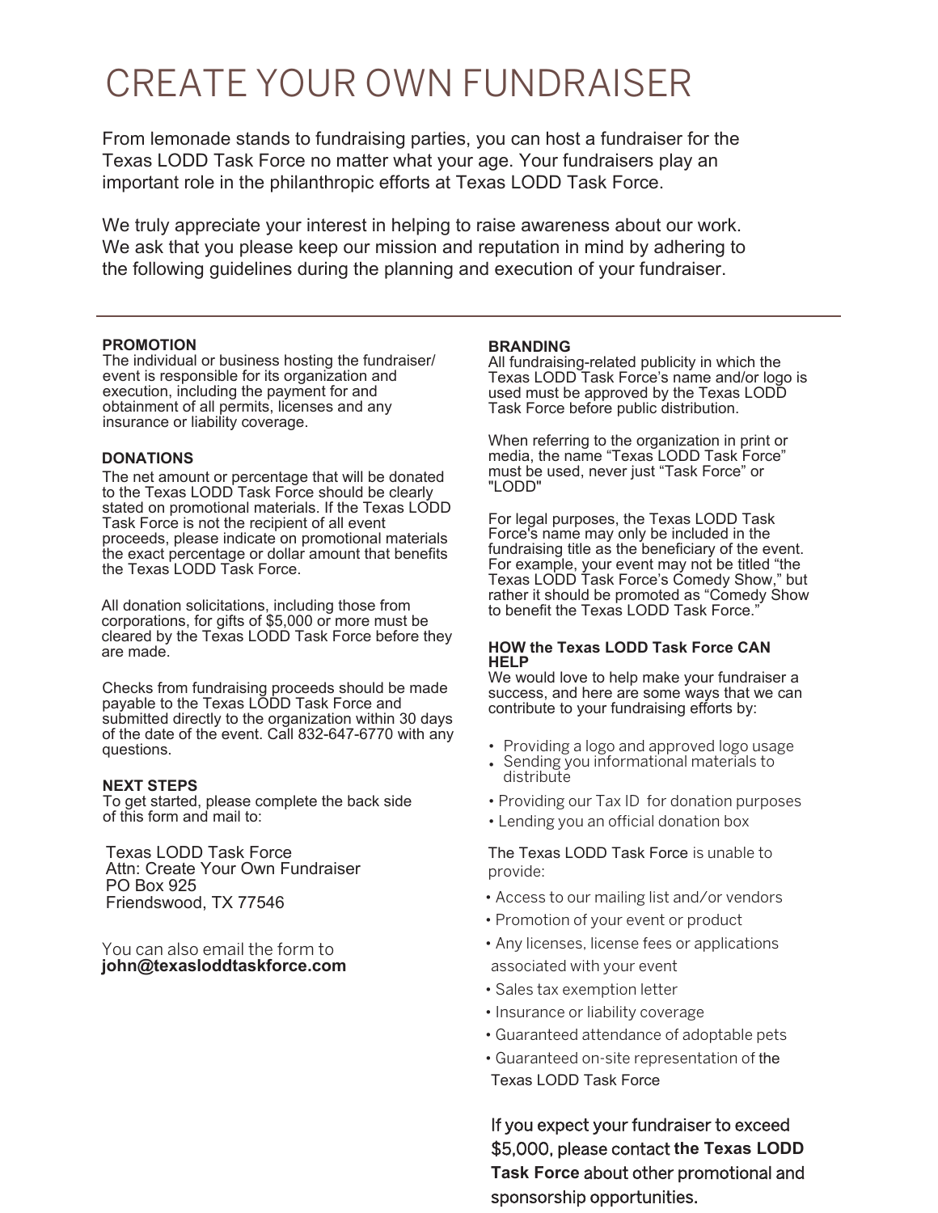# CREATE YOUR OWN FUNDRAISER

From lemonade stands to fundraising parties, you can host a fundraiser for the Texas LODD Task Force no matter what your age. Your fundraisers play an important role in the philanthropic efforts at Texas LODD Task Force.

We truly appreciate your interest in helping to raise awareness about our work. We ask that you please keep our mission and reputation in mind by adhering to the following guidelines during the planning and execution of your fundraiser.

---

**PROMOTION**

The individual or business hosting the fundraiser/ event is responsible for its organization and execution, including the payment for and obtainment of all permits, licenses and any insurance or liability coverage.

**DONATIONS**

The net amount or percentage that will be donated to the Texas LODD Task Force should be clearly stated on promotional materials. If the Texas LODD Task Force is not the recipient of all event proceeds, please indicate on promotional materials the exact percentage or dollar amount that benefits the Texas LODD Task Force.

All donation solicitations, including those from corporations, for gifts of $5,000 or more must be cleared by the Texas LODD Task Force before they are made.

Checks from fundraising proceeds should be made payable to the Texas LODD Task Force and submitted directly to the organization within 30 days of the date of the event. Call 832-647-6770 with any questions.

**NEXT STEPS**

To get started, please complete the back side of this form and mail to:

Texas LODD Task Force
Attn: Create Your Own Fundraiser
PO Box 925
Friendswood, TX 77546

You can also email the form to **john@texasloddtaskforce.com**

**BRANDING**

All fundraising-related publicity in which the Texas LODD Task Force's name and/or logo is used must be approved by the Texas LODD Task Force before public distribution.

When referring to the organization in print or media, the name "Texas LODD Task Force" must be used, never just "Task Force" or "LODD"

For legal purposes, the Texas LODD Task Force's name may only be included in the fundraising title as the beneficiary of the event. For example, your event may not be titled "the Texas LODD Task Force's Comedy Show," but rather it should be promoted as "Comedy Show to benefit the Texas LODD Task Force."

**HOW the Texas LODD Task Force CAN HELP**

We would love to help make your fundraiser a success, and here are some ways that we can contribute to your fundraising efforts by:

- Providing a logo and approved logo usage
- Sending you informational materials to distribute
- Providing our Tax ID for donation purposes
- Lending you an official donation box

The Texas LODD Task Force is unable to provide:

- Access to our mailing list and/or vendors
- Promotion of your event or product
- Any licenses, license fees or applications associated with your event
- Sales tax exemption letter
- Insurance or liability coverage
- Guaranteed attendance of adoptable pets
- Guaranteed on-site representation of the Texas LODD Task Force

If you expect your fundraiser to exceed $5,000, please contact **the Texas LODD Task Force** about other promotional and sponsorship opportunities.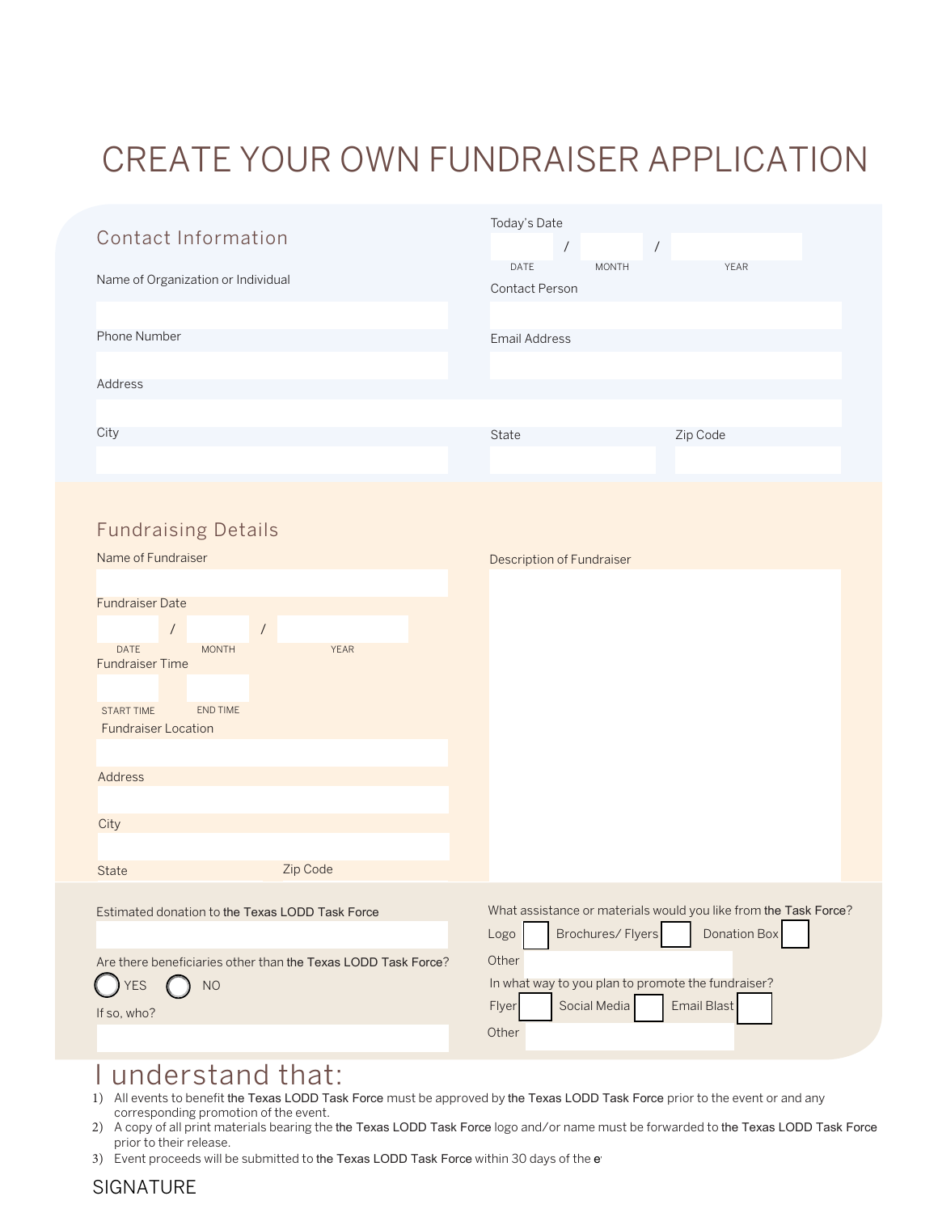# CREATE YOUR OWN FUNDRAISER APPLICATION

## Contact Information

Today's Date

/ /

DATE MONTH YEAR

Name of Organization or Individual

Contact Person

Phone Number

Email Address

Address

City

State

Zip Code

## Fundraising Details

Name of Fundraiser

Description of Fundraiser

Fundraiser Date

/ /

DATE MONTH YEAR

Fundraiser Time

START TIME END TIME

Fundraiser Location

Address

City

State

Zip Code

Estimated donation to the Texas LODD Task Force

Are there beneficiaries other than the Texas LODD Task Force?

YES NO

If so, who?

What assistance or materials would you like from the Task Force?

Logo ☐ Brochures/ Flyers ☐ Donation Box ☐

Other

In what way to you plan to promote the fundraiser?

Flyer ☐ Social Media ☐ Email Blast ☐

Other

# I understand that:

1) All events to benefit the Texas LODD Task Force must be approved by the Texas LODD Task Force prior to the event or and any corresponding promotion of the event.
2) A copy of all print materials bearing the the Texas LODD Task Force logo and/or name must be forwarded to the Texas LODD Task Force prior to their release.
3) Event proceeds will be submitted to the Texas LODD Task Force within 30 days of the e

SIGNATURE